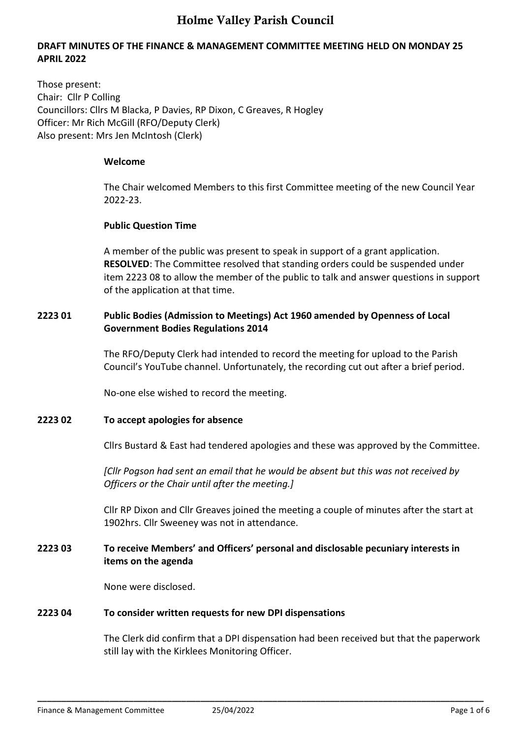# Holme Valley Parish Council

**DRAFT MINUTES OF THE FINANCE & MANAGEMENT COMMITTEE MEETING HELD ON MONDAY 25 APRIL 2022**

Those present:
Chair: Cllr P Colling
Councillors: Cllrs M Blacka, P Davies, RP Dixon, C Greaves, R Hogley
Officer: Mr Rich McGill (RFO/Deputy Clerk)
Also present: Mrs Jen McIntosh (Clerk)

**Welcome**

The Chair welcomed Members to this first Committee meeting of the new Council Year 2022-23.

**Public Question Time**

A member of the public was present to speak in support of a grant application.
**RESOLVED**: The Committee resolved that standing orders could be suspended under item 2223 08 to allow the member of the public to talk and answer questions in support of the application at that time.

**2223 01 Public Bodies (Admission to Meetings) Act 1960 amended by Openness of Local Government Bodies Regulations 2014**

The RFO/Deputy Clerk had intended to record the meeting for upload to the Parish Council's YouTube channel. Unfortunately, the recording cut out after a brief period.

No-one else wished to record the meeting.

**2223 02 To accept apologies for absence**

Cllrs Bustard & East had tendered apologies and these was approved by the Committee.

*[Cllr Pogson had sent an email that he would be absent but this was not received by Officers or the Chair until after the meeting.]*

Cllr RP Dixon and Cllr Greaves joined the meeting a couple of minutes after the start at 1902hrs. Cllr Sweeney was not in attendance.

**2223 03 To receive Members' and Officers' personal and disclosable pecuniary interests in items on the agenda**

None were disclosed.

**2223 04 To consider written requests for new DPI dispensations**

The Clerk did confirm that a DPI dispensation had been received but that the paperwork still lay with the Kirklees Monitoring Officer.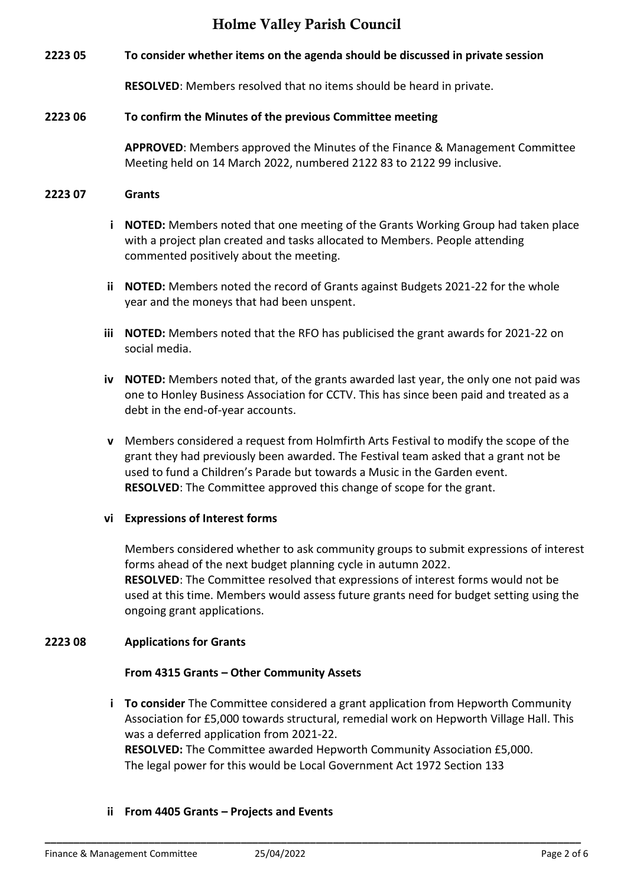**2223 05 To consider whether items on the agenda should be discussed in private session**

**RESOLVED**: Members resolved that no items should be heard in private.

**2223 06 To confirm the Minutes of the previous Committee meeting**

**APPROVED**: Members approved the Minutes of the Finance & Management Committee Meeting held on 14 March 2022, numbered 2122 83 to 2122 99 inclusive.

**2223 07 Grants**

**i** **NOTED:** Members noted that one meeting of the Grants Working Group had taken place with a project plan created and tasks allocated to Members. People attending commented positively about the meeting.

**ii** **NOTED:** Members noted the record of Grants against Budgets 2021-22 for the whole year and the moneys that had been unspent.

**iii** **NOTED:** Members noted that the RFO has publicised the grant awards for 2021-22 on social media.

**iv** **NOTED:** Members noted that, of the grants awarded last year, the only one not paid was one to Honley Business Association for CCTV. This has since been paid and treated as a debt in the end-of-year accounts.

**v** Members considered a request from Holmfirth Arts Festival to modify the scope of the grant they had previously been awarded. The Festival team asked that a grant not be used to fund a Children's Parade but towards a Music in the Garden event.
**RESOLVED**: The Committee approved this change of scope for the grant.

**vi** **Expressions of Interest forms**

Members considered whether to ask community groups to submit expressions of interest forms ahead of the next budget planning cycle in autumn 2022.
**RESOLVED**: The Committee resolved that expressions of interest forms would not be used at this time. Members would assess future grants need for budget setting using the ongoing grant applications.

**2223 08 Applications for Grants**

**From 4315 Grants – Other Community Assets**

**i** **To consider** The Committee considered a grant application from Hepworth Community Association for £5,000 towards structural, remedial work on Hepworth Village Hall. This was a deferred application from 2021-22.
**RESOLVED:** The Committee awarded Hepworth Community Association £5,000.
The legal power for this would be Local Government Act 1972 Section 133

**ii** **From 4405 Grants – Projects and Events**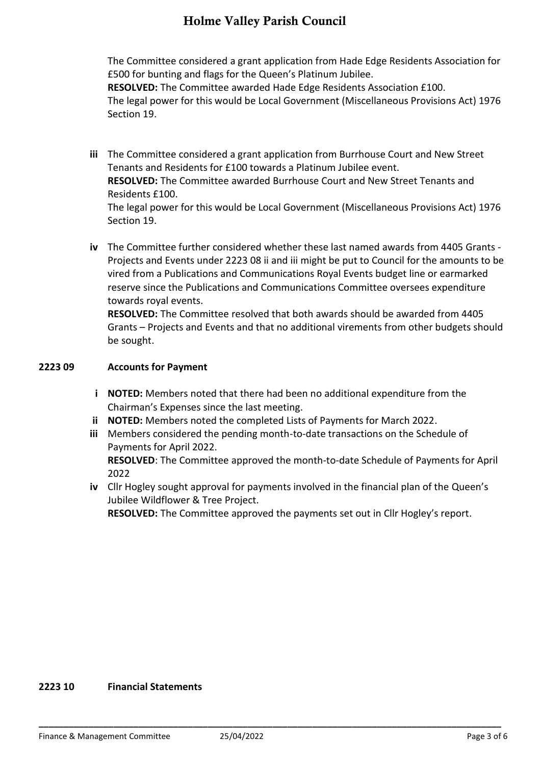The Committee considered a grant application from Hade Edge Residents Association for £500 for bunting and flags for the Queen's Platinum Jubilee.
**RESOLVED:** The Committee awarded Hade Edge Residents Association £100.
The legal power for this would be Local Government (Miscellaneous Provisions Act) 1976 Section 19.

**iii** The Committee considered a grant application from Burrhouse Court and New Street Tenants and Residents for £100 towards a Platinum Jubilee event.
**RESOLVED:** The Committee awarded Burrhouse Court and New Street Tenants and Residents £100.
The legal power for this would be Local Government (Miscellaneous Provisions Act) 1976 Section 19.

**iv** The Committee further considered whether these last named awards from 4405 Grants - Projects and Events under 2223 08 ii and iii might be put to Council for the amounts to be vired from a Publications and Communications Royal Events budget line or earmarked reserve since the Publications and Communications Committee oversees expenditure towards royal events.
**RESOLVED:** The Committee resolved that both awards should be awarded from 4405 Grants – Projects and Events and that no additional virements from other budgets should be sought.

## 2223 09 Accounts for Payment

**i** **NOTED:** Members noted that there had been no additional expenditure from the Chairman's Expenses since the last meeting.

**ii** **NOTED:** Members noted the completed Lists of Payments for March 2022.

**iii** Members considered the pending month-to-date transactions on the Schedule of Payments for April 2022.
**RESOLVED**: The Committee approved the month-to-date Schedule of Payments for April 2022

**iv** Cllr Hogley sought approval for payments involved in the financial plan of the Queen's Jubilee Wildflower & Tree Project.
**RESOLVED:** The Committee approved the payments set out in Cllr Hogley's report.

## 2223 10 Financial Statements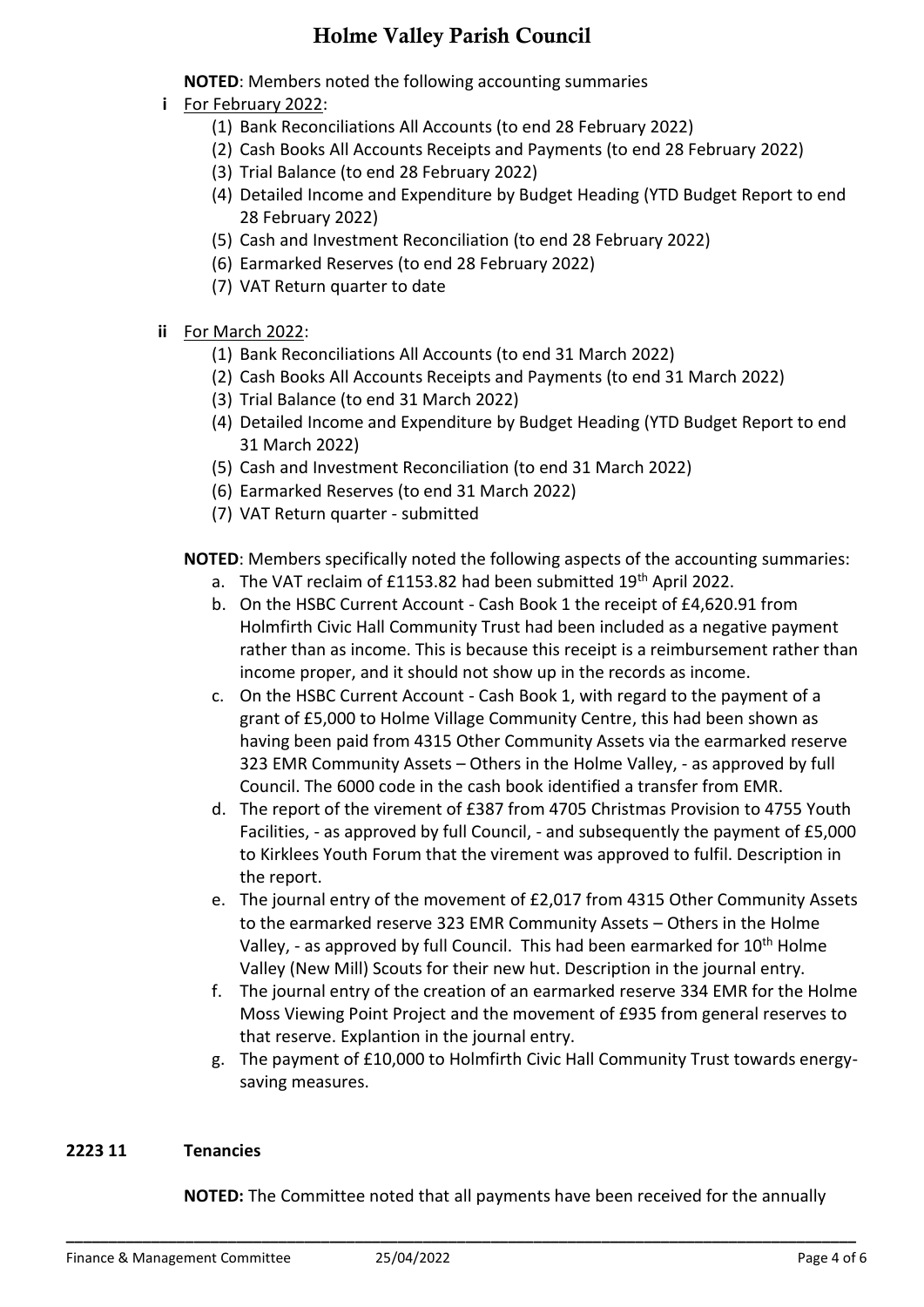**NOTED**: Members noted the following accounting summaries

**i** For February 2022:

(1) Bank Reconciliations All Accounts (to end 28 February 2022)
(2) Cash Books All Accounts Receipts and Payments (to end 28 February 2022)
(3) Trial Balance (to end 28 February 2022)
(4) Detailed Income and Expenditure by Budget Heading (YTD Budget Report to end 28 February 2022)
(5) Cash and Investment Reconciliation (to end 28 February 2022)
(6) Earmarked Reserves (to end 28 February 2022)
(7) VAT Return quarter to date

**ii** For March 2022:

(1) Bank Reconciliations All Accounts (to end 31 March 2022)
(2) Cash Books All Accounts Receipts and Payments (to end 31 March 2022)
(3) Trial Balance (to end 31 March 2022)
(4) Detailed Income and Expenditure by Budget Heading (YTD Budget Report to end 31 March 2022)
(5) Cash and Investment Reconciliation (to end 31 March 2022)
(6) Earmarked Reserves (to end 31 March 2022)
(7) VAT Return quarter - submitted

**NOTED**: Members specifically noted the following aspects of the accounting summaries:

a. The VAT reclaim of £1153.82 had been submitted 19th April 2022.
b. On the HSBC Current Account - Cash Book 1 the receipt of £4,620.91 from Holmfirth Civic Hall Community Trust had been included as a negative payment rather than as income. This is because this receipt is a reimbursement rather than income proper, and it should not show up in the records as income.
c. On the HSBC Current Account - Cash Book 1, with regard to the payment of a grant of £5,000 to Holme Village Community Centre, this had been shown as having been paid from 4315 Other Community Assets via the earmarked reserve 323 EMR Community Assets – Others in the Holme Valley, - as approved by full Council. The 6000 code in the cash book identified a transfer from EMR.
d. The report of the virement of £387 from 4705 Christmas Provision to 4755 Youth Facilities, - as approved by full Council, - and subsequently the payment of £5,000 to Kirklees Youth Forum that the virement was approved to fulfil. Description in the report.
e. The journal entry of the movement of £2,017 from 4315 Other Community Assets to the earmarked reserve 323 EMR Community Assets – Others in the Holme Valley, - as approved by full Council. This had been earmarked for 10th Holme Valley (New Mill) Scouts for their new hut. Description in the journal entry.
f. The journal entry of the creation of an earmarked reserve 334 EMR for the Holme Moss Viewing Point Project and the movement of £935 from general reserves to that reserve. Explantion in the journal entry.
g. The payment of £10,000 to Holmfirth Civic Hall Community Trust towards energy-saving measures.

## 2223 11 Tenancies

**NOTED:** The Committee noted that all payments have been received for the annually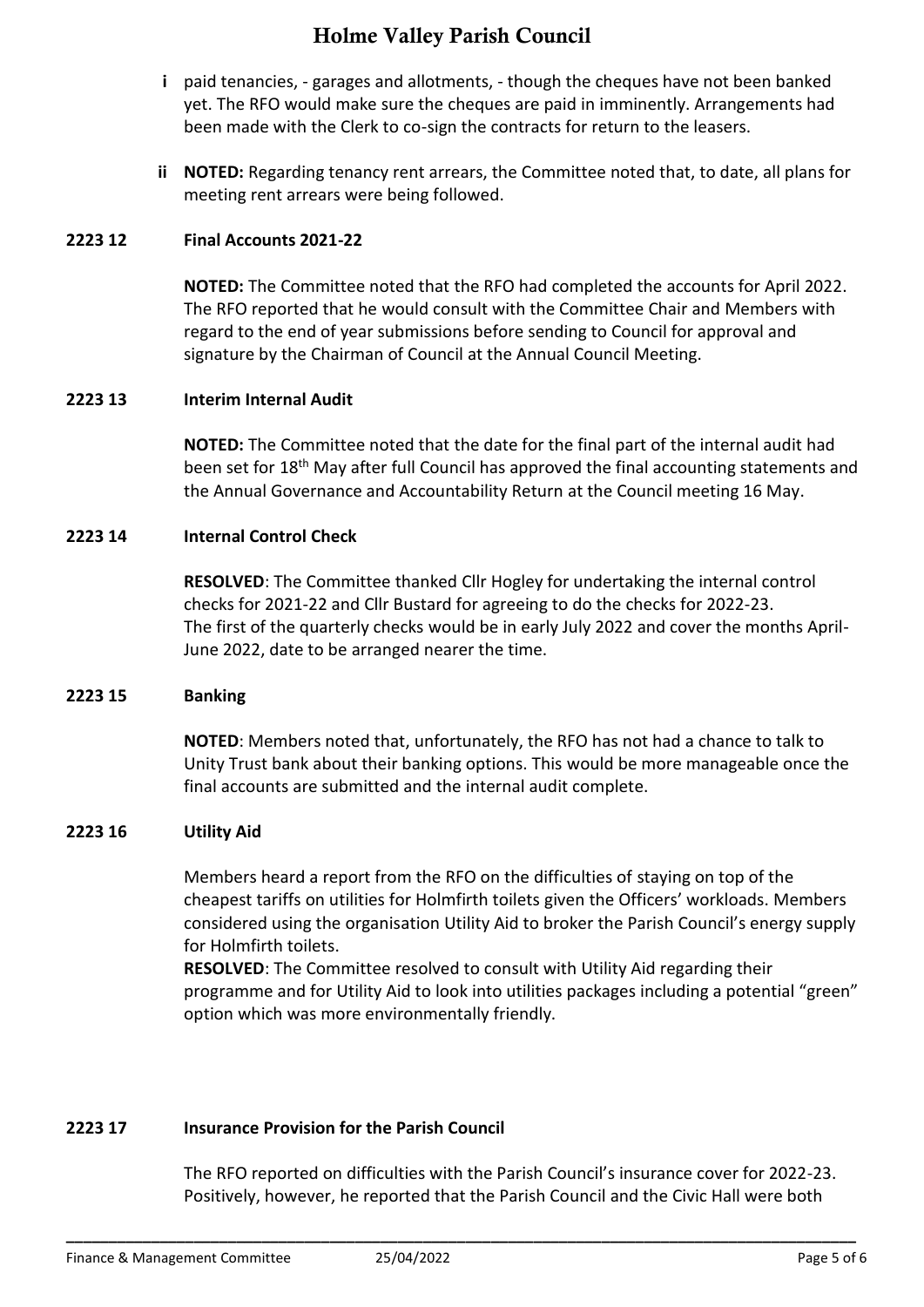- **i** paid tenancies, - garages and allotments, - though the cheques have not been banked yet. The RFO would make sure the cheques are paid in imminently. Arrangements had been made with the Clerk to co-sign the contracts for return to the leasers.

- **ii** **NOTED:** Regarding tenancy rent arrears, the Committee noted that, to date, all plans for meeting rent arrears were being followed.

### 2223 12 Final Accounts 2021-22

**NOTED:** The Committee noted that the RFO had completed the accounts for April 2022. The RFO reported that he would consult with the Committee Chair and Members with regard to the end of year submissions before sending to Council for approval and signature by the Chairman of Council at the Annual Council Meeting.

### 2223 13 Interim Internal Audit

**NOTED:** The Committee noted that the date for the final part of the internal audit had been set for 18th May after full Council has approved the final accounting statements and the Annual Governance and Accountability Return at the Council meeting 16 May.

### 2223 14 Internal Control Check

**RESOLVED**: The Committee thanked Cllr Hogley for undertaking the internal control checks for 2021-22 and Cllr Bustard for agreeing to do the checks for 2022-23. The first of the quarterly checks would be in early July 2022 and cover the months April-June 2022, date to be arranged nearer the time.

### 2223 15 Banking

**NOTED**: Members noted that, unfortunately, the RFO has not had a chance to talk to Unity Trust bank about their banking options. This would be more manageable once the final accounts are submitted and the internal audit complete.

### 2223 16 Utility Aid

Members heard a report from the RFO on the difficulties of staying on top of the cheapest tariffs on utilities for Holmfirth toilets given the Officers' workloads. Members considered using the organisation Utility Aid to broker the Parish Council's energy supply for Holmfirth toilets.

**RESOLVED**: The Committee resolved to consult with Utility Aid regarding their programme and for Utility Aid to look into utilities packages including a potential "green" option which was more environmentally friendly.

### 2223 17 Insurance Provision for the Parish Council

The RFO reported on difficulties with the Parish Council's insurance cover for 2022-23. Positively, however, he reported that the Parish Council and the Civic Hall were both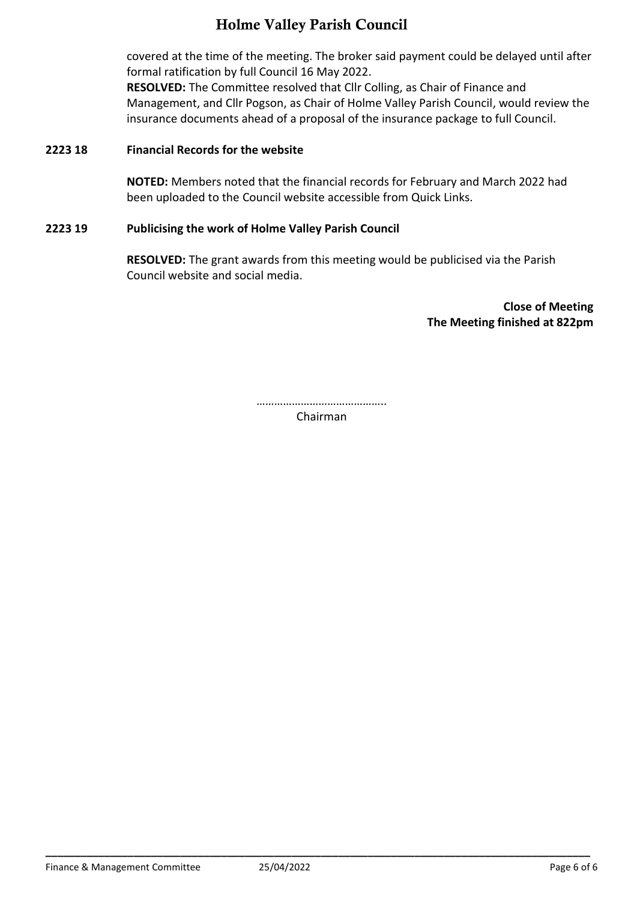covered at the time of the meeting. The broker said payment could be delayed until after formal ratification by full Council 16 May 2022.
**RESOLVED:** The Committee resolved that Cllr Colling, as Chair of Finance and Management, and Cllr Pogson, as Chair of Holme Valley Parish Council, would review the insurance documents ahead of a proposal of the insurance package to full Council.

**2223 18 Financial Records for the website**

**NOTED:** Members noted that the financial records for February and March 2022 had been uploaded to the Council website accessible from Quick Links.

**2223 19 Publicising the work of Holme Valley Parish Council**

**RESOLVED:** The grant awards from this meeting would be publicised via the Parish Council website and social media.

**Close of Meeting**
**The Meeting finished at 822pm**

……………………………………..
Chairman